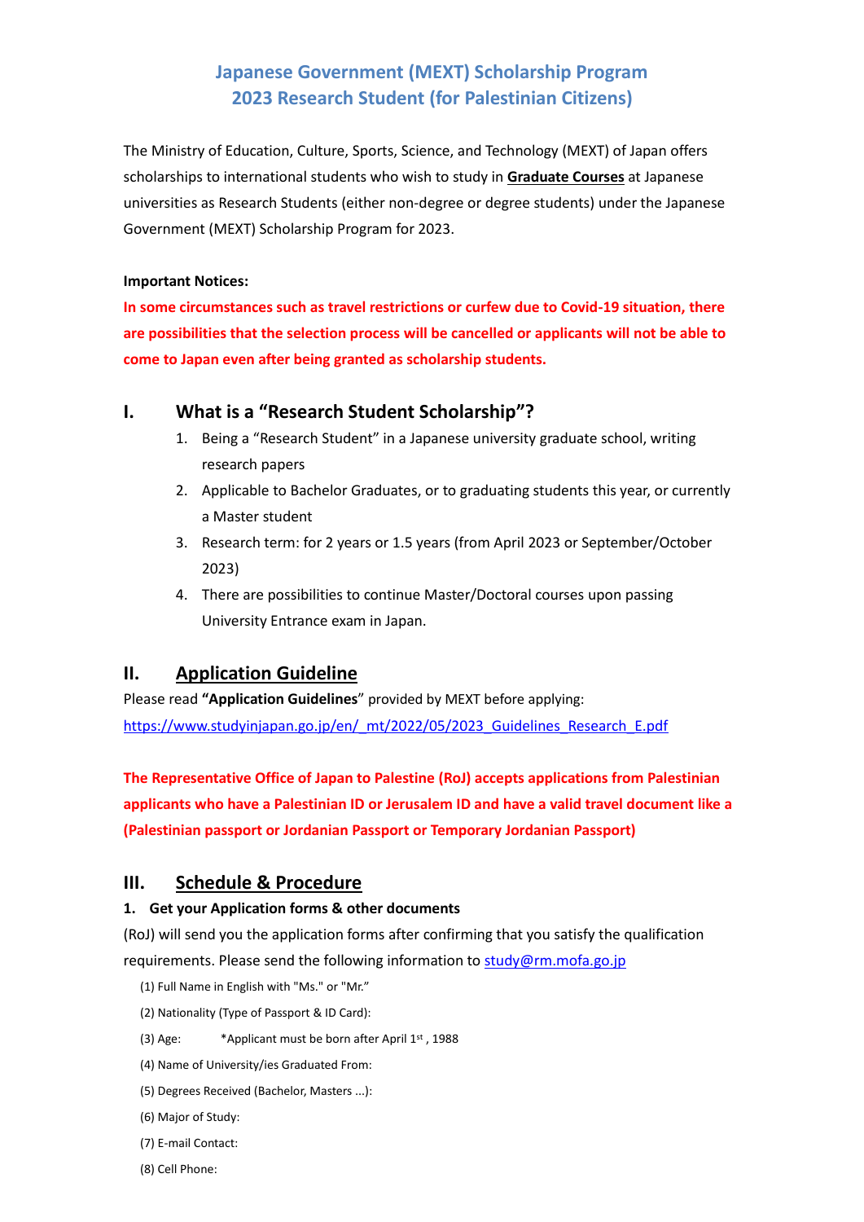# Japanese Government (MEXT) Scholarship Program
# 2023 Research Student (for Palestinian Citizens)

The Ministry of Education, Culture, Sports, Science, and Technology (MEXT) of Japan offers scholarships to international students who wish to study in **Graduate Courses** at Japanese universities as Research Students (either non-degree or degree students) under the Japanese Government (MEXT) Scholarship Program for 2023.

**Important Notices:**

**In some circumstances such as travel restrictions or curfew due to Covid-19 situation, there are possibilities that the selection process will be cancelled or applicants will not be able to come to Japan even after being granted as scholarship students.**

## I. What is a "Research Student Scholarship"?

1. Being a "Research Student" in a Japanese university graduate school, writing research papers
2. Applicable to Bachelor Graduates, or to graduating students this year, or currently a Master student
3. Research term: for 2 years or 1.5 years (from April 2023 or September/October 2023)
4. There are possibilities to continue Master/Doctoral courses upon passing University Entrance exam in Japan.

## II. Application Guideline

Please read **"Application Guidelines"** provided by MEXT before applying:
https://www.studyinjapan.go.jp/en/_mt/2022/05/2023_Guidelines_Research_E.pdf

**The Representative Office of Japan to Palestine (RoJ) accepts applications from Palestinian applicants who have a Palestinian ID or Jerusalem ID and have a valid travel document like a (Palestinian passport or Jordanian Passport or Temporary Jordanian Passport)**

## III. Schedule & Procedure

### 1. Get your Application forms & other documents

(RoJ) will send you the application forms after confirming that you satisfy the qualification requirements. Please send the following information to study@rm.mofa.go.jp

(1) Full Name in English with "Ms." or "Mr."

(2) Nationality (Type of Passport & ID Card):

(3) Age: *Applicant must be born after April 1st, 1988

(4) Name of University/ies Graduated From:

(5) Degrees Received (Bachelor, Masters ...):

(6) Major of Study:

(7) E-mail Contact:

(8) Cell Phone: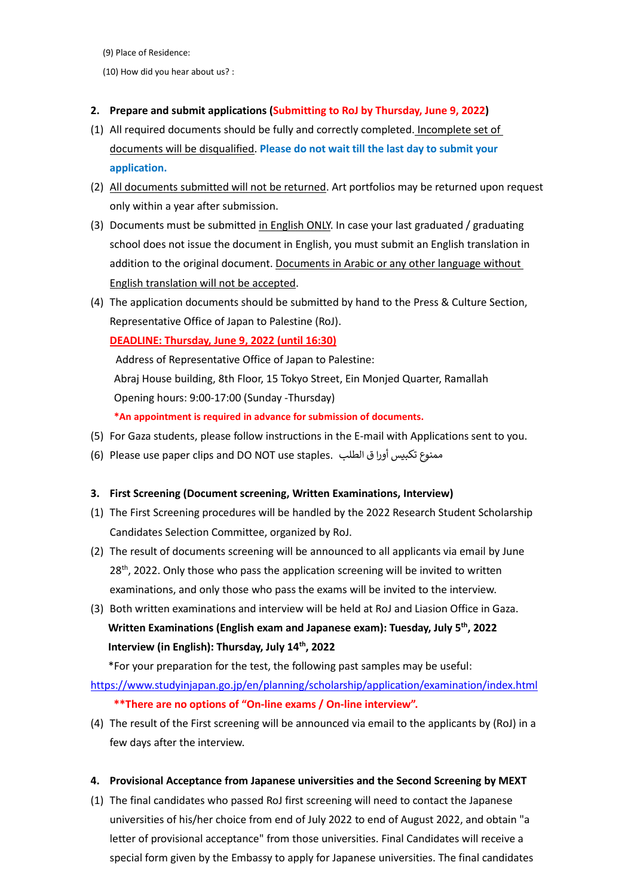(9) Place of Residence:

(10) How did you hear about us? :

**2. Prepare and submit applications (Submitting to RoJ by Thursday, June 9, 2022)**

(1) All required documents should be fully and correctly completed. Incomplete set of documents will be disqualified. **Please do not wait till the last day to submit your application.**

(2) All documents submitted will not be returned. Art portfolios may be returned upon request only within a year after submission.

(3) Documents must be submitted in English ONLY. In case your last graduated / graduating school does not issue the document in English, you must submit an English translation in addition to the original document. Documents in Arabic or any other language without English translation will not be accepted.

(4) The application documents should be submitted by hand to the Press & Culture Section, Representative Office of Japan to Palestine (RoJ).

**DEADLINE: Thursday, June 9, 2022 (until 16:30)**

Address of Representative Office of Japan to Palestine:
Abraj House building, 8th Floor, 15 Tokyo Street, Ein Monjed Quarter, Ramallah
Opening hours: 9:00-17:00 (Sunday -Thursday)

***An appointment is required in advance for submission of documents.**

(5) For Gaza students, please follow instructions in the E-mail with Applications sent to you.

(6) Please use paper clips and DO NOT use staples. ممنوع تكبيس أورا ق الطلب

**3. First Screening (Document screening, Written Examinations, Interview)**

(1) The First Screening procedures will be handled by the 2022 Research Student Scholarship Candidates Selection Committee, organized by RoJ.

(2) The result of documents screening will be announced to all applicants via email by June 28th, 2022. Only those who pass the application screening will be invited to written examinations, and only those who pass the exams will be invited to the interview.

(3) Both written examinations and interview will be held at RoJ and Liasion Office in Gaza.

**Written Examinations (English exam and Japanese exam): Tuesday, July 5th, 2022**

**Interview (in English): Thursday, July 14th, 2022**

*For your preparation for the test, the following past samples may be useful:
https://www.studyinjapan.go.jp/en/planning/scholarship/application/examination/index.html

****There are no options of "On-line exams / On-line interview".**

(4) The result of the First screening will be announced via email to the applicants by (RoJ) in a few days after the interview.

**4. Provisional Acceptance from Japanese universities and the Second Screening by MEXT**

(1) The final candidates who passed RoJ first screening will need to contact the Japanese universities of his/her choice from end of July 2022 to end of August 2022, and obtain "a letter of provisional acceptance" from those universities. Final Candidates will receive a special form given by the Embassy to apply for Japanese universities. The final candidates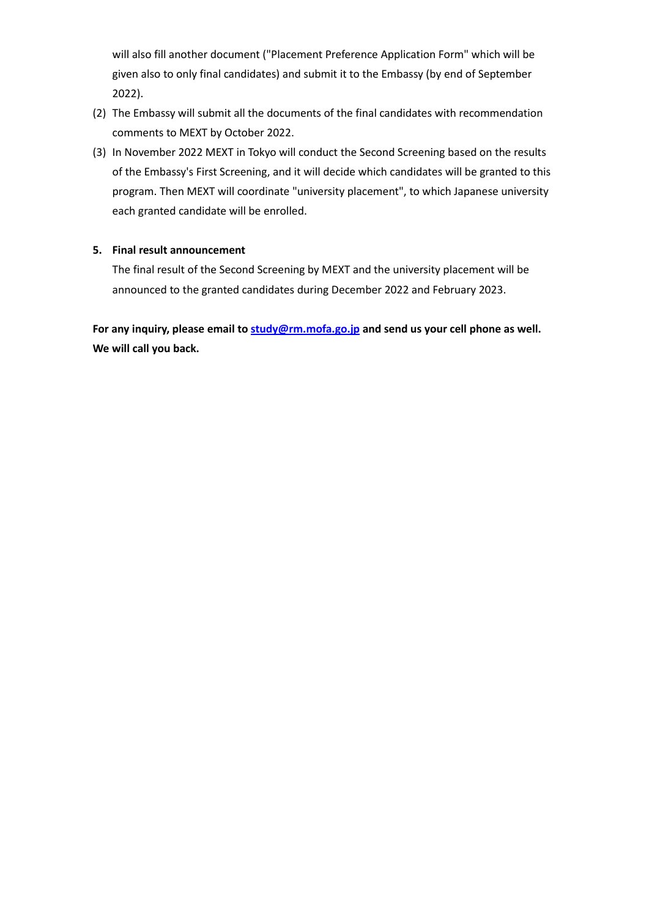will also fill another document ("Placement Preference Application Form" which will be given also to only final candidates) and submit it to the Embassy (by end of September 2022).

(2) The Embassy will submit all the documents of the final candidates with recommendation comments to MEXT by October 2022.

(3) In November 2022 MEXT in Tokyo will conduct the Second Screening based on the results of the Embassy's First Screening, and it will decide which candidates will be granted to this program. Then MEXT will coordinate "university placement", to which Japanese university each granted candidate will be enrolled.

**5. Final result announcement**

The final result of the Second Screening by MEXT and the university placement will be announced to the granted candidates during December 2022 and February 2023.

**For any inquiry, please email to [study@rm.mofa.go.jp](mailto:study@rm.mofa.go.jp) and send us your cell phone as well. We will call you back.**